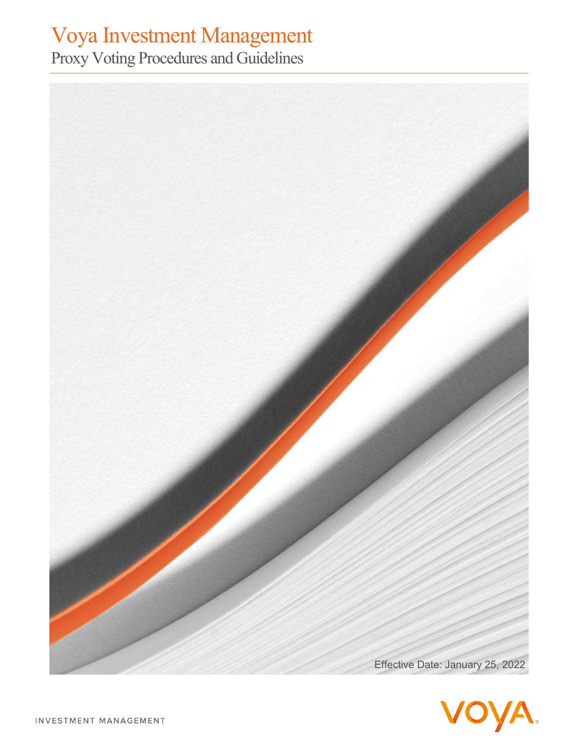# Voya Investment Management

## Proxy Voting Procedures and Guidelines

Effective Date: January 25, 2022

INVESTMENT MANAGEMENT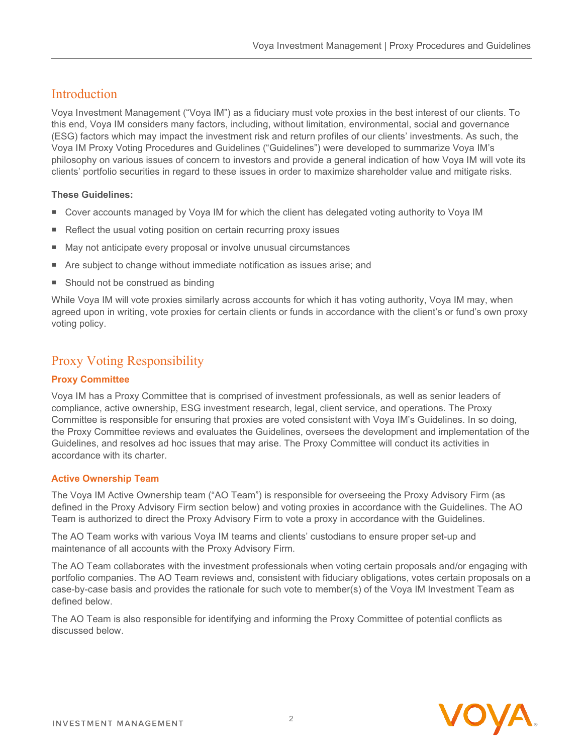## Introduction

Voya Investment Management ("Voya IM") as a fiduciary must vote proxies in the best interest of our clients. To this end, Voya IM considers many factors, including, without limitation, environmental, social and governance (ESG) factors which may impact the investment risk and return profiles of our clients' investments. As such, the Voya IM Proxy Voting Procedures and Guidelines ("Guidelines") were developed to summarize Voya IM's philosophy on various issues of concern to investors and provide a general indication of how Voya IM will vote its clients' portfolio securities in regard to these issues in order to maximize shareholder value and mitigate risks.

**These Guidelines:**

- Cover accounts managed by Voya IM for which the client has delegated voting authority to Voya IM
- Reflect the usual voting position on certain recurring proxy issues
- May not anticipate every proposal or involve unusual circumstances
- Are subject to change without immediate notification as issues arise; and
- Should not be construed as binding

While Voya IM will vote proxies similarly across accounts for which it has voting authority, Voya IM may, when agreed upon in writing, vote proxies for certain clients or funds in accordance with the client's or fund's own proxy voting policy.

## Proxy Voting Responsibility

### Proxy Committee

Voya IM has a Proxy Committee that is comprised of investment professionals, as well as senior leaders of compliance, active ownership, ESG investment research, legal, client service, and operations. The Proxy Committee is responsible for ensuring that proxies are voted consistent with Voya IM's Guidelines. In so doing, the Proxy Committee reviews and evaluates the Guidelines, oversees the development and implementation of the Guidelines, and resolves ad hoc issues that may arise. The Proxy Committee will conduct its activities in accordance with its charter.

### Active Ownership Team

The Voya IM Active Ownership team ("AO Team") is responsible for overseeing the Proxy Advisory Firm (as defined in the Proxy Advisory Firm section below) and voting proxies in accordance with the Guidelines. The AO Team is authorized to direct the Proxy Advisory Firm to vote a proxy in accordance with the Guidelines.

The AO Team works with various Voya IM teams and clients' custodians to ensure proper set-up and maintenance of all accounts with the Proxy Advisory Firm.

The AO Team collaborates with the investment professionals when voting certain proposals and/or engaging with portfolio companies. The AO Team reviews and, consistent with fiduciary obligations, votes certain proposals on a case-by-case basis and provides the rationale for such vote to member(s) of the Voya IM Investment Team as defined below.

The AO Team is also responsible for identifying and informing the Proxy Committee of potential conflicts as discussed below.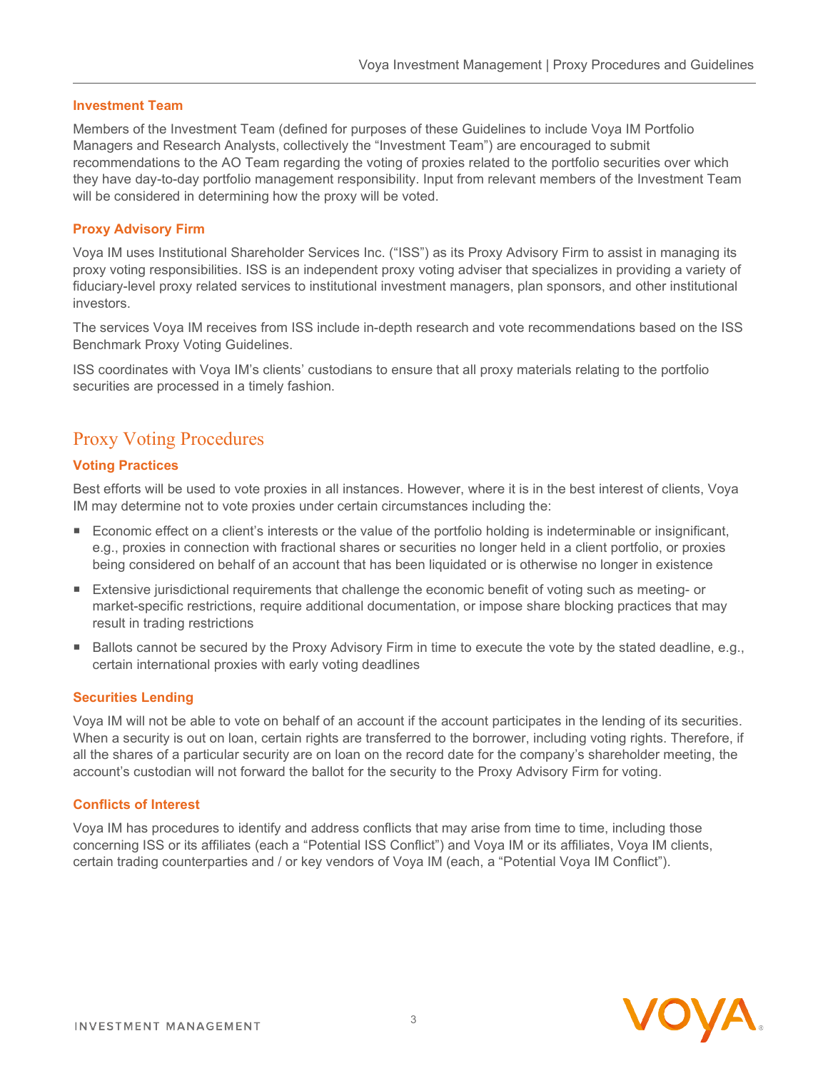### Investment Team

Members of the Investment Team (defined for purposes of these Guidelines to include Voya IM Portfolio Managers and Research Analysts, collectively the “Investment Team”) are encouraged to submit recommendations to the AO Team regarding the voting of proxies related to the portfolio securities over which they have day-to-day portfolio management responsibility. Input from relevant members of the Investment Team will be considered in determining how the proxy will be voted.

### Proxy Advisory Firm

Voya IM uses Institutional Shareholder Services Inc. (“ISS”) as its Proxy Advisory Firm to assist in managing its proxy voting responsibilities. ISS is an independent proxy voting adviser that specializes in providing a variety of fiduciary-level proxy related services to institutional investment managers, plan sponsors, and other institutional investors.

The services Voya IM receives from ISS include in-depth research and vote recommendations based on the ISS Benchmark Proxy Voting Guidelines.

ISS coordinates with Voya IM’s clients’ custodians to ensure that all proxy materials relating to the portfolio securities are processed in a timely fashion.

## Proxy Voting Procedures

### Voting Practices

Best efforts will be used to vote proxies in all instances. However, where it is in the best interest of clients, Voya IM may determine not to vote proxies under certain circumstances including the:

- Economic effect on a client’s interests or the value of the portfolio holding is indeterminable or insignificant, e.g., proxies in connection with fractional shares or securities no longer held in a client portfolio, or proxies being considered on behalf of an account that has been liquidated or is otherwise no longer in existence
- Extensive jurisdictional requirements that challenge the economic benefit of voting such as meeting- or market-specific restrictions, require additional documentation, or impose share blocking practices that may result in trading restrictions
- Ballots cannot be secured by the Proxy Advisory Firm in time to execute the vote by the stated deadline, e.g., certain international proxies with early voting deadlines

### Securities Lending

Voya IM will not be able to vote on behalf of an account if the account participates in the lending of its securities. When a security is out on loan, certain rights are transferred to the borrower, including voting rights. Therefore, if all the shares of a particular security are on loan on the record date for the company’s shareholder meeting, the account’s custodian will not forward the ballot for the security to the Proxy Advisory Firm for voting.

### Conflicts of Interest

Voya IM has procedures to identify and address conflicts that may arise from time to time, including those concerning ISS or its affiliates (each a “Potential ISS Conflict”) and Voya IM or its affiliates, Voya IM clients, certain trading counterparties and / or key vendors of Voya IM (each, a “Potential Voya IM Conflict”).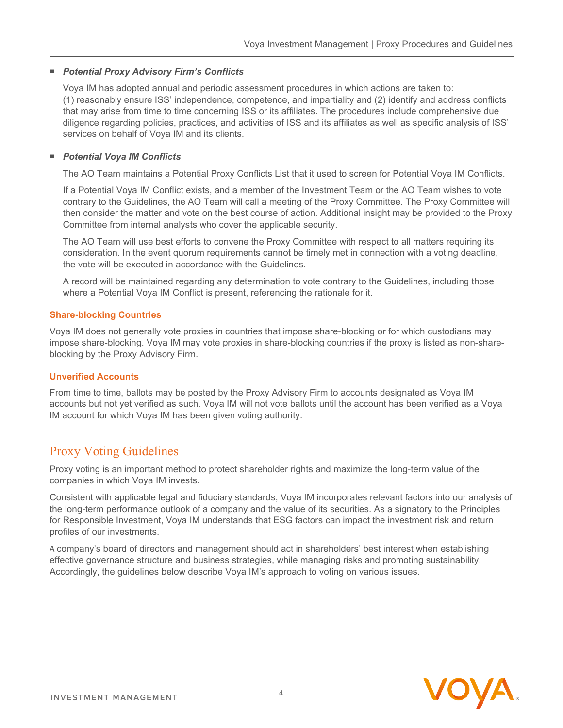- ***Potential Proxy Advisory Firm's Conflicts***

  Voya IM has adopted annual and periodic assessment procedures in which actions are taken to: (1) reasonably ensure ISS' independence, competence, and impartiality and (2) identify and address conflicts that may arise from time to time concerning ISS or its affiliates. The procedures include comprehensive due diligence regarding policies, practices, and activities of ISS and its affiliates as well as specific analysis of ISS' services on behalf of Voya IM and its clients.

- ***Potential Voya IM Conflicts***

  The AO Team maintains a Potential Proxy Conflicts List that it used to screen for Potential Voya IM Conflicts.

  If a Potential Voya IM Conflict exists, and a member of the Investment Team or the AO Team wishes to vote contrary to the Guidelines, the AO Team will call a meeting of the Proxy Committee. The Proxy Committee will then consider the matter and vote on the best course of action. Additional insight may be provided to the Proxy Committee from internal analysts who cover the applicable security.

  The AO Team will use best efforts to convene the Proxy Committee with respect to all matters requiring its consideration. In the event quorum requirements cannot be timely met in connection with a voting deadline, the vote will be executed in accordance with the Guidelines.

  A record will be maintained regarding any determination to vote contrary to the Guidelines, including those where a Potential Voya IM Conflict is present, referencing the rationale for it.

### Share-blocking Countries

Voya IM does not generally vote proxies in countries that impose share-blocking or for which custodians may impose share-blocking. Voya IM may vote proxies in share-blocking countries if the proxy is listed as non-share-blocking by the Proxy Advisory Firm.

### Unverified Accounts

From time to time, ballots may be posted by the Proxy Advisory Firm to accounts designated as Voya IM accounts but not yet verified as such. Voya IM will not vote ballots until the account has been verified as a Voya IM account for which Voya IM has been given voting authority.

## Proxy Voting Guidelines

Proxy voting is an important method to protect shareholder rights and maximize the long-term value of the companies in which Voya IM invests.

Consistent with applicable legal and fiduciary standards, Voya IM incorporates relevant factors into our analysis of the long-term performance outlook of a company and the value of its securities. As a signatory to the Principles for Responsible Investment, Voya IM understands that ESG factors can impact the investment risk and return profiles of our investments.

A company's board of directors and management should act in shareholders' best interest when establishing effective governance structure and business strategies, while managing risks and promoting sustainability. Accordingly, the guidelines below describe Voya IM's approach to voting on various issues.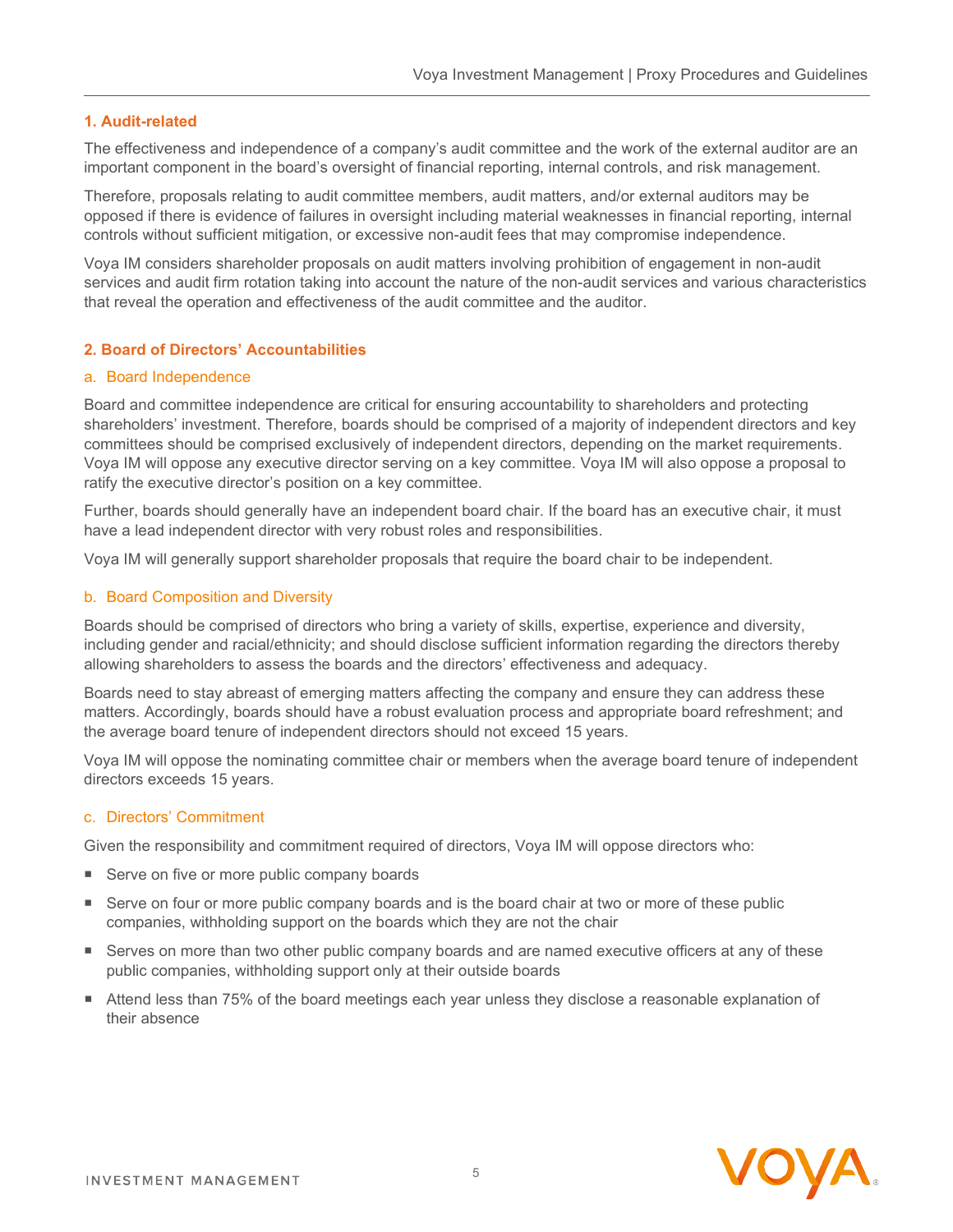## 1. Audit-related

The effectiveness and independence of a company's audit committee and the work of the external auditor are an important component in the board's oversight of financial reporting, internal controls, and risk management.

Therefore, proposals relating to audit committee members, audit matters, and/or external auditors may be opposed if there is evidence of failures in oversight including material weaknesses in financial reporting, internal controls without sufficient mitigation, or excessive non-audit fees that may compromise independence.

Voya IM considers shareholder proposals on audit matters involving prohibition of engagement in non-audit services and audit firm rotation taking into account the nature of the non-audit services and various characteristics that reveal the operation and effectiveness of the audit committee and the auditor.

## 2. Board of Directors' Accountabilities

### a. Board Independence

Board and committee independence are critical for ensuring accountability to shareholders and protecting shareholders' investment. Therefore, boards should be comprised of a majority of independent directors and key committees should be comprised exclusively of independent directors, depending on the market requirements. Voya IM will oppose any executive director serving on a key committee. Voya IM will also oppose a proposal to ratify the executive director's position on a key committee.

Further, boards should generally have an independent board chair. If the board has an executive chair, it must have a lead independent director with very robust roles and responsibilities.

Voya IM will generally support shareholder proposals that require the board chair to be independent.

### b. Board Composition and Diversity

Boards should be comprised of directors who bring a variety of skills, expertise, experience and diversity, including gender and racial/ethnicity; and should disclose sufficient information regarding the directors thereby allowing shareholders to assess the boards and the directors' effectiveness and adequacy.

Boards need to stay abreast of emerging matters affecting the company and ensure they can address these matters. Accordingly, boards should have a robust evaluation process and appropriate board refreshment; and the average board tenure of independent directors should not exceed 15 years.

Voya IM will oppose the nominating committee chair or members when the average board tenure of independent directors exceeds 15 years.

### c. Directors' Commitment

Given the responsibility and commitment required of directors, Voya IM will oppose directors who:

- Serve on five or more public company boards
- Serve on four or more public company boards and is the board chair at two or more of these public companies, withholding support on the boards which they are not the chair
- Serves on more than two other public company boards and are named executive officers at any of these public companies, withholding support only at their outside boards
- Attend less than 75% of the board meetings each year unless they disclose a reasonable explanation of their absence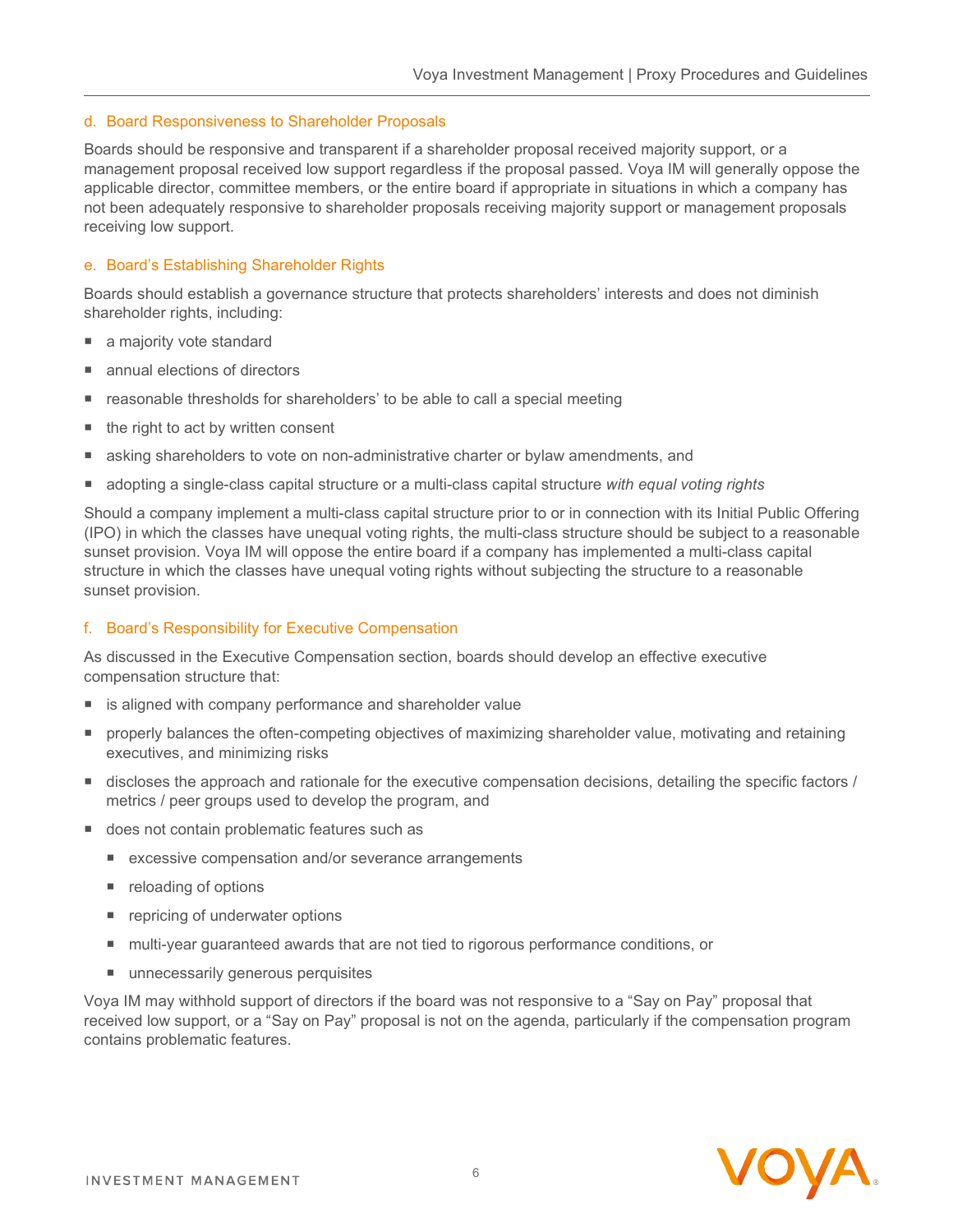### d. Board Responsiveness to Shareholder Proposals

Boards should be responsive and transparent if a shareholder proposal received majority support, or a management proposal received low support regardless if the proposal passed. Voya IM will generally oppose the applicable director, committee members, or the entire board if appropriate in situations in which a company has not been adequately responsive to shareholder proposals receiving majority support or management proposals receiving low support.

### e. Board's Establishing Shareholder Rights

Boards should establish a governance structure that protects shareholders' interests and does not diminish shareholder rights, including:

- a majority vote standard
- annual elections of directors
- reasonable thresholds for shareholders' to be able to call a special meeting
- the right to act by written consent
- asking shareholders to vote on non-administrative charter or bylaw amendments, and
- adopting a single-class capital structure or a multi-class capital structure *with equal voting rights*

Should a company implement a multi-class capital structure prior to or in connection with its Initial Public Offering (IPO) in which the classes have unequal voting rights, the multi-class structure should be subject to a reasonable sunset provision. Voya IM will oppose the entire board if a company has implemented a multi-class capital structure in which the classes have unequal voting rights without subjecting the structure to a reasonable sunset provision.

### f. Board's Responsibility for Executive Compensation

As discussed in the Executive Compensation section, boards should develop an effective executive compensation structure that:

- is aligned with company performance and shareholder value
- properly balances the often-competing objectives of maximizing shareholder value, motivating and retaining executives, and minimizing risks
- discloses the approach and rationale for the executive compensation decisions, detailing the specific factors / metrics / peer groups used to develop the program, and
- does not contain problematic features such as
  - excessive compensation and/or severance arrangements
  - reloading of options
  - repricing of underwater options
  - multi-year guaranteed awards that are not tied to rigorous performance conditions, or
  - unnecessarily generous perquisites

Voya IM may withhold support of directors if the board was not responsive to a "Say on Pay" proposal that received low support, or a "Say on Pay" proposal is not on the agenda, particularly if the compensation program contains problematic features.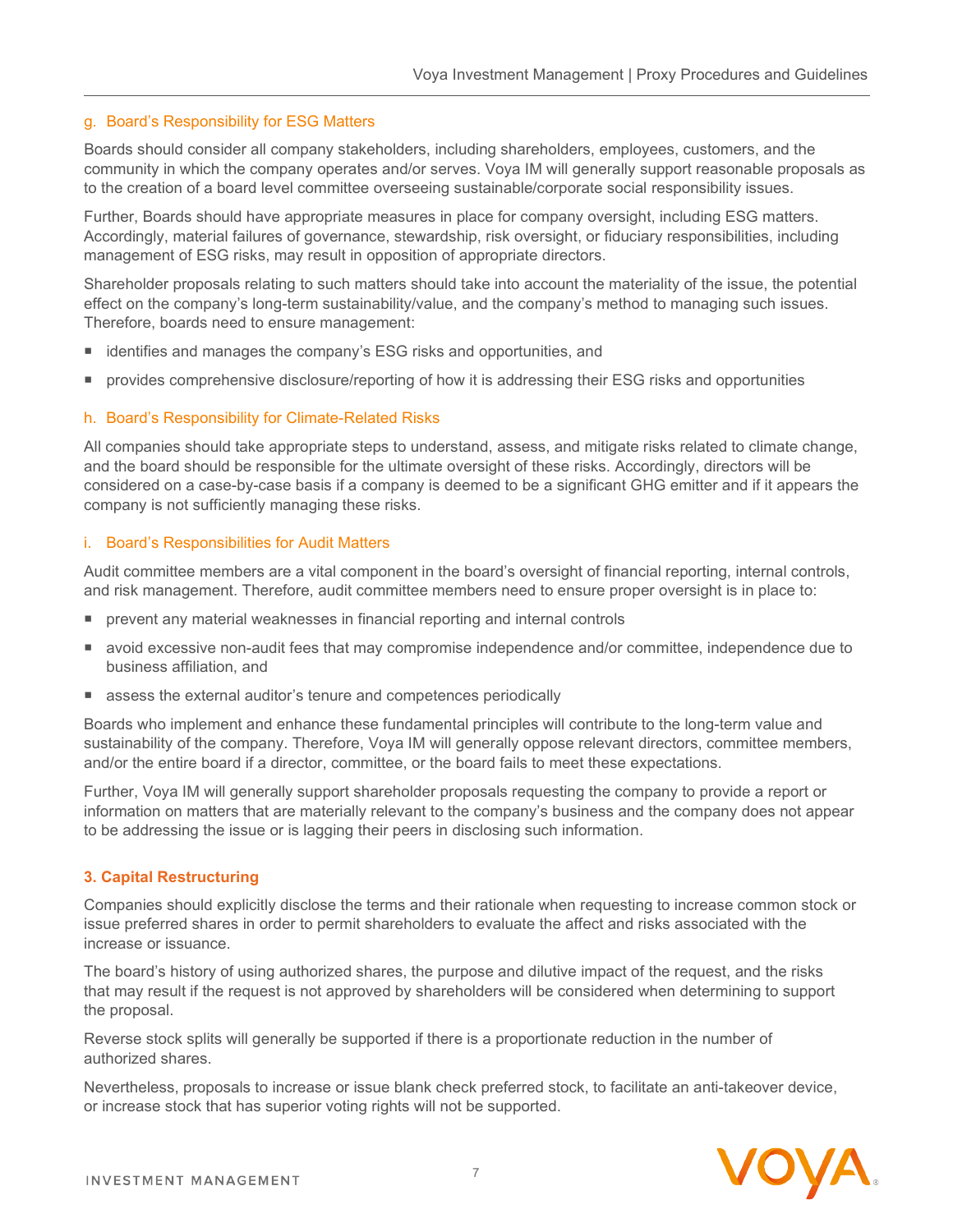### g. Board's Responsibility for ESG Matters

Boards should consider all company stakeholders, including shareholders, employees, customers, and the community in which the company operates and/or serves. Voya IM will generally support reasonable proposals as to the creation of a board level committee overseeing sustainable/corporate social responsibility issues.

Further, Boards should have appropriate measures in place for company oversight, including ESG matters. Accordingly, material failures of governance, stewardship, risk oversight, or fiduciary responsibilities, including management of ESG risks, may result in opposition of appropriate directors.

Shareholder proposals relating to such matters should take into account the materiality of the issue, the potential effect on the company's long-term sustainability/value, and the company's method to managing such issues. Therefore, boards need to ensure management:

- identifies and manages the company's ESG risks and opportunities, and
- provides comprehensive disclosure/reporting of how it is addressing their ESG risks and opportunities

### h. Board's Responsibility for Climate-Related Risks

All companies should take appropriate steps to understand, assess, and mitigate risks related to climate change, and the board should be responsible for the ultimate oversight of these risks. Accordingly, directors will be considered on a case-by-case basis if a company is deemed to be a significant GHG emitter and if it appears the company is not sufficiently managing these risks.

### i. Board's Responsibilities for Audit Matters

Audit committee members are a vital component in the board's oversight of financial reporting, internal controls, and risk management. Therefore, audit committee members need to ensure proper oversight is in place to:

- prevent any material weaknesses in financial reporting and internal controls
- avoid excessive non-audit fees that may compromise independence and/or committee, independence due to business affiliation, and
- assess the external auditor's tenure and competences periodically

Boards who implement and enhance these fundamental principles will contribute to the long-term value and sustainability of the company. Therefore, Voya IM will generally oppose relevant directors, committee members, and/or the entire board if a director, committee, or the board fails to meet these expectations.

Further, Voya IM will generally support shareholder proposals requesting the company to provide a report or information on matters that are materially relevant to the company's business and the company does not appear to be addressing the issue or is lagging their peers in disclosing such information.

## 3. Capital Restructuring

Companies should explicitly disclose the terms and their rationale when requesting to increase common stock or issue preferred shares in order to permit shareholders to evaluate the affect and risks associated with the increase or issuance.

The board's history of using authorized shares, the purpose and dilutive impact of the request, and the risks that may result if the request is not approved by shareholders will be considered when determining to support the proposal.

Reverse stock splits will generally be supported if there is a proportionate reduction in the number of authorized shares.

Nevertheless, proposals to increase or issue blank check preferred stock, to facilitate an anti-takeover device, or increase stock that has superior voting rights will not be supported.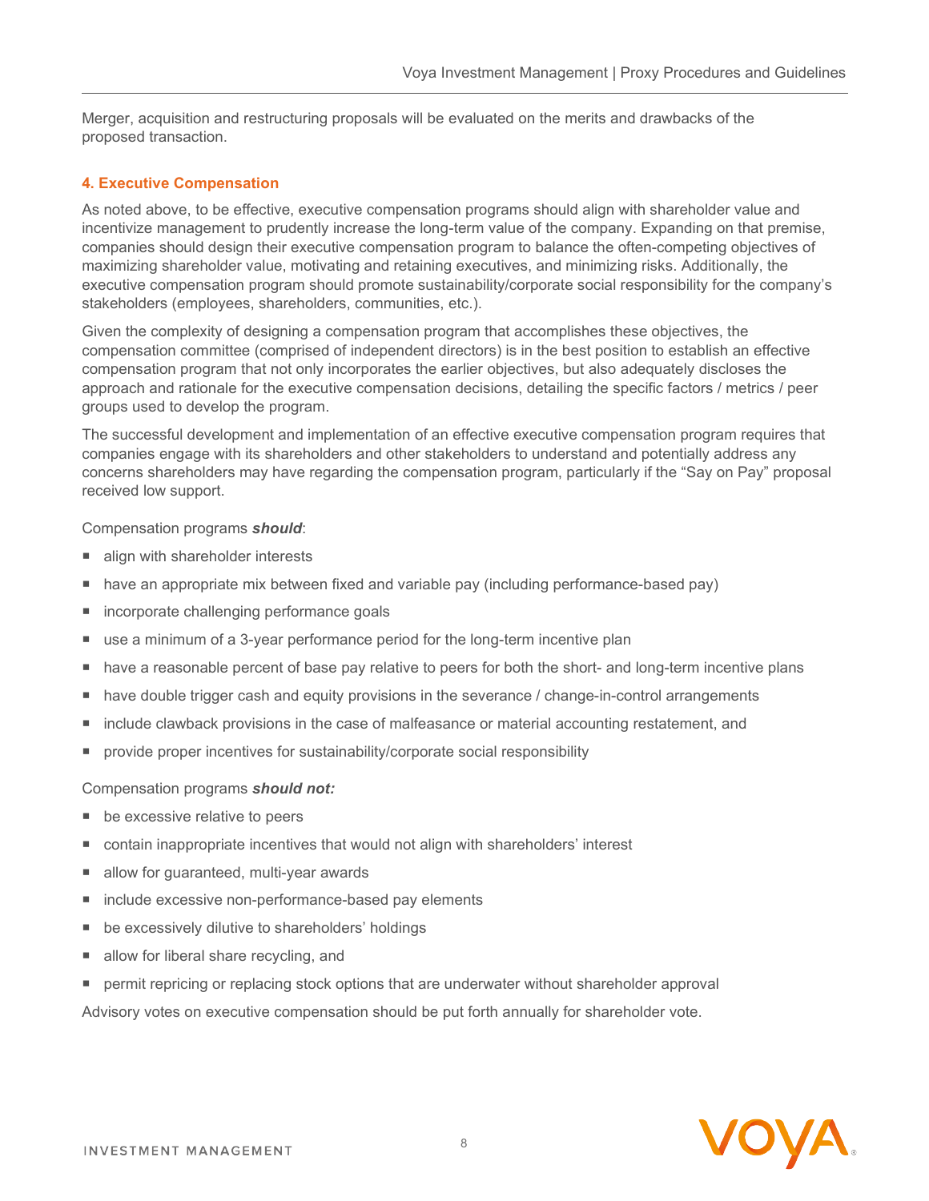Merger, acquisition and restructuring proposals will be evaluated on the merits and drawbacks of the proposed transaction.

### 4. Executive Compensation

As noted above, to be effective, executive compensation programs should align with shareholder value and incentivize management to prudently increase the long-term value of the company. Expanding on that premise, companies should design their executive compensation program to balance the often-competing objectives of maximizing shareholder value, motivating and retaining executives, and minimizing risks. Additionally, the executive compensation program should promote sustainability/corporate social responsibility for the company's stakeholders (employees, shareholders, communities, etc.).

Given the complexity of designing a compensation program that accomplishes these objectives, the compensation committee (comprised of independent directors) is in the best position to establish an effective compensation program that not only incorporates the earlier objectives, but also adequately discloses the approach and rationale for the executive compensation decisions, detailing the specific factors / metrics / peer groups used to develop the program.

The successful development and implementation of an effective executive compensation program requires that companies engage with its shareholders and other stakeholders to understand and potentially address any concerns shareholders may have regarding the compensation program, particularly if the "Say on Pay" proposal received low support.

Compensation programs ***should***:

- align with shareholder interests
- have an appropriate mix between fixed and variable pay (including performance-based pay)
- incorporate challenging performance goals
- use a minimum of a 3-year performance period for the long-term incentive plan
- have a reasonable percent of base pay relative to peers for both the short- and long-term incentive plans
- have double trigger cash and equity provisions in the severance / change-in-control arrangements
- include clawback provisions in the case of malfeasance or material accounting restatement, and
- provide proper incentives for sustainability/corporate social responsibility

Compensation programs ***should not:***

- be excessive relative to peers
- contain inappropriate incentives that would not align with shareholders' interest
- allow for guaranteed, multi-year awards
- include excessive non-performance-based pay elements
- be excessively dilutive to shareholders' holdings
- allow for liberal share recycling, and
- permit repricing or replacing stock options that are underwater without shareholder approval

Advisory votes on executive compensation should be put forth annually for shareholder vote.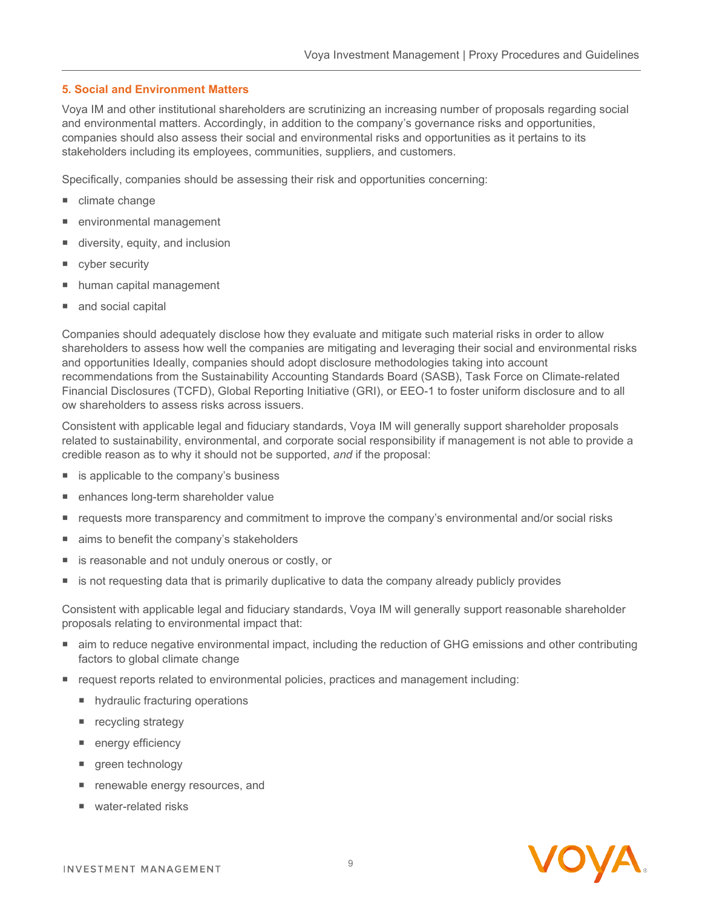### 5. Social and Environment Matters

Voya IM and other institutional shareholders are scrutinizing an increasing number of proposals regarding social and environmental matters. Accordingly, in addition to the company's governance risks and opportunities, companies should also assess their social and environmental risks and opportunities as it pertains to its stakeholders including its employees, communities, suppliers, and customers.

Specifically, companies should be assessing their risk and opportunities concerning:

- climate change
- environmental management
- diversity, equity, and inclusion
- cyber security
- human capital management
- and social capital

Companies should adequately disclose how they evaluate and mitigate such material risks in order to allow shareholders to assess how well the companies are mitigating and leveraging their social and environmental risks and opportunities Ideally, companies should adopt disclosure methodologies taking into account recommendations from the Sustainability Accounting Standards Board (SASB), Task Force on Climate-related Financial Disclosures (TCFD), Global Reporting Initiative (GRI), or EEO-1 to foster uniform disclosure and to all ow shareholders to assess risks across issuers.

Consistent with applicable legal and fiduciary standards, Voya IM will generally support shareholder proposals related to sustainability, environmental, and corporate social responsibility if management is not able to provide a credible reason as to why it should not be supported, *and* if the proposal:

- is applicable to the company's business
- enhances long-term shareholder value
- requests more transparency and commitment to improve the company's environmental and/or social risks
- aims to benefit the company's stakeholders
- is reasonable and not unduly onerous or costly, or
- is not requesting data that is primarily duplicative to data the company already publicly provides

Consistent with applicable legal and fiduciary standards, Voya IM will generally support reasonable shareholder proposals relating to environmental impact that:

- aim to reduce negative environmental impact, including the reduction of GHG emissions and other contributing factors to global climate change
- request reports related to environmental policies, practices and management including:
  - hydraulic fracturing operations
  - recycling strategy
  - energy efficiency
  - green technology
  - renewable energy resources, and
  - water-related risks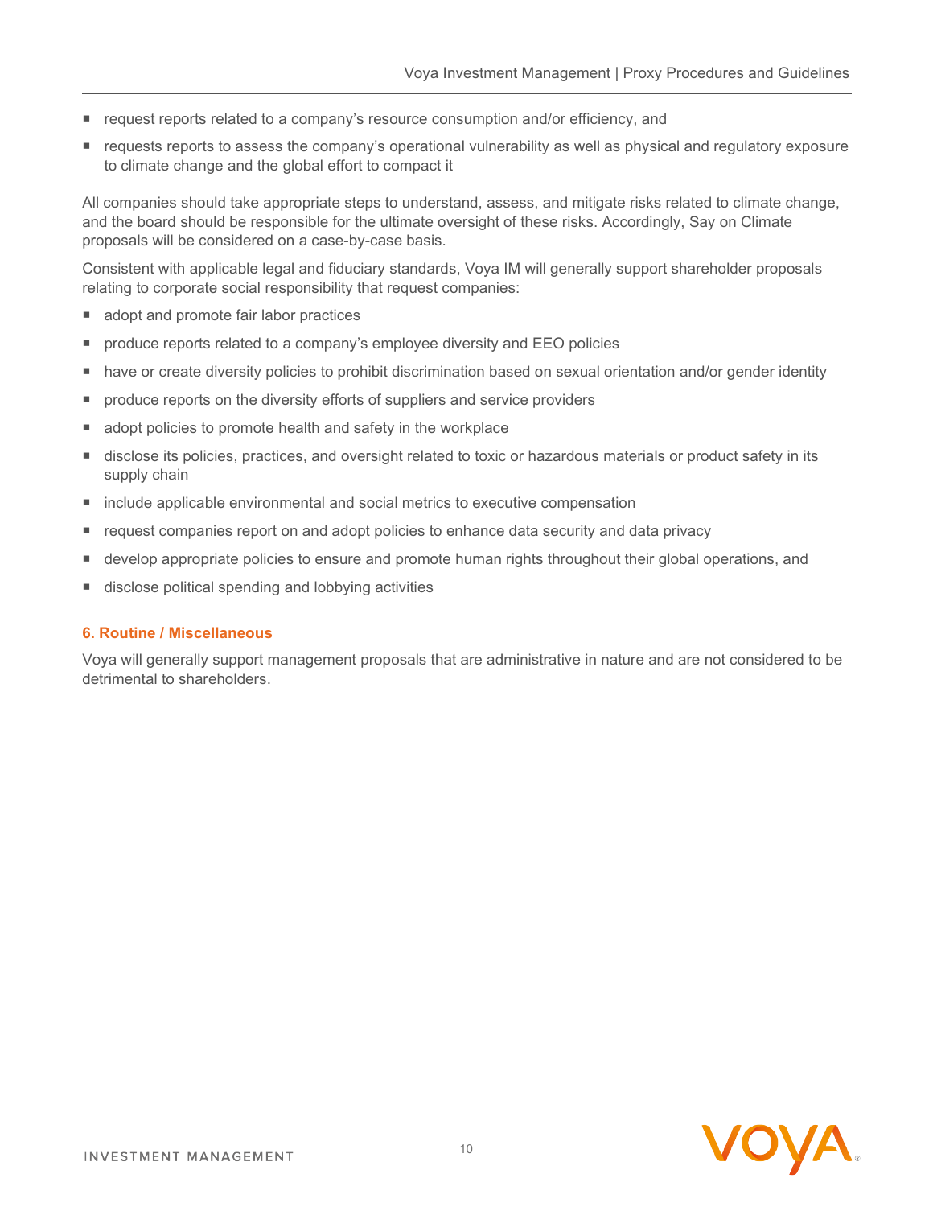- request reports related to a company's resource consumption and/or efficiency, and
- requests reports to assess the company's operational vulnerability as well as physical and regulatory exposure to climate change and the global effort to compact it

All companies should take appropriate steps to understand, assess, and mitigate risks related to climate change, and the board should be responsible for the ultimate oversight of these risks. Accordingly, Say on Climate proposals will be considered on a case-by-case basis.

Consistent with applicable legal and fiduciary standards, Voya IM will generally support shareholder proposals relating to corporate social responsibility that request companies:

- adopt and promote fair labor practices
- produce reports related to a company's employee diversity and EEO policies
- have or create diversity policies to prohibit discrimination based on sexual orientation and/or gender identity
- produce reports on the diversity efforts of suppliers and service providers
- adopt policies to promote health and safety in the workplace
- disclose its policies, practices, and oversight related to toxic or hazardous materials or product safety in its supply chain
- include applicable environmental and social metrics to executive compensation
- request companies report on and adopt policies to enhance data security and data privacy
- develop appropriate policies to ensure and promote human rights throughout their global operations, and
- disclose political spending and lobbying activities

### 6. Routine / Miscellaneous

Voya will generally support management proposals that are administrative in nature and are not considered to be detrimental to shareholders.